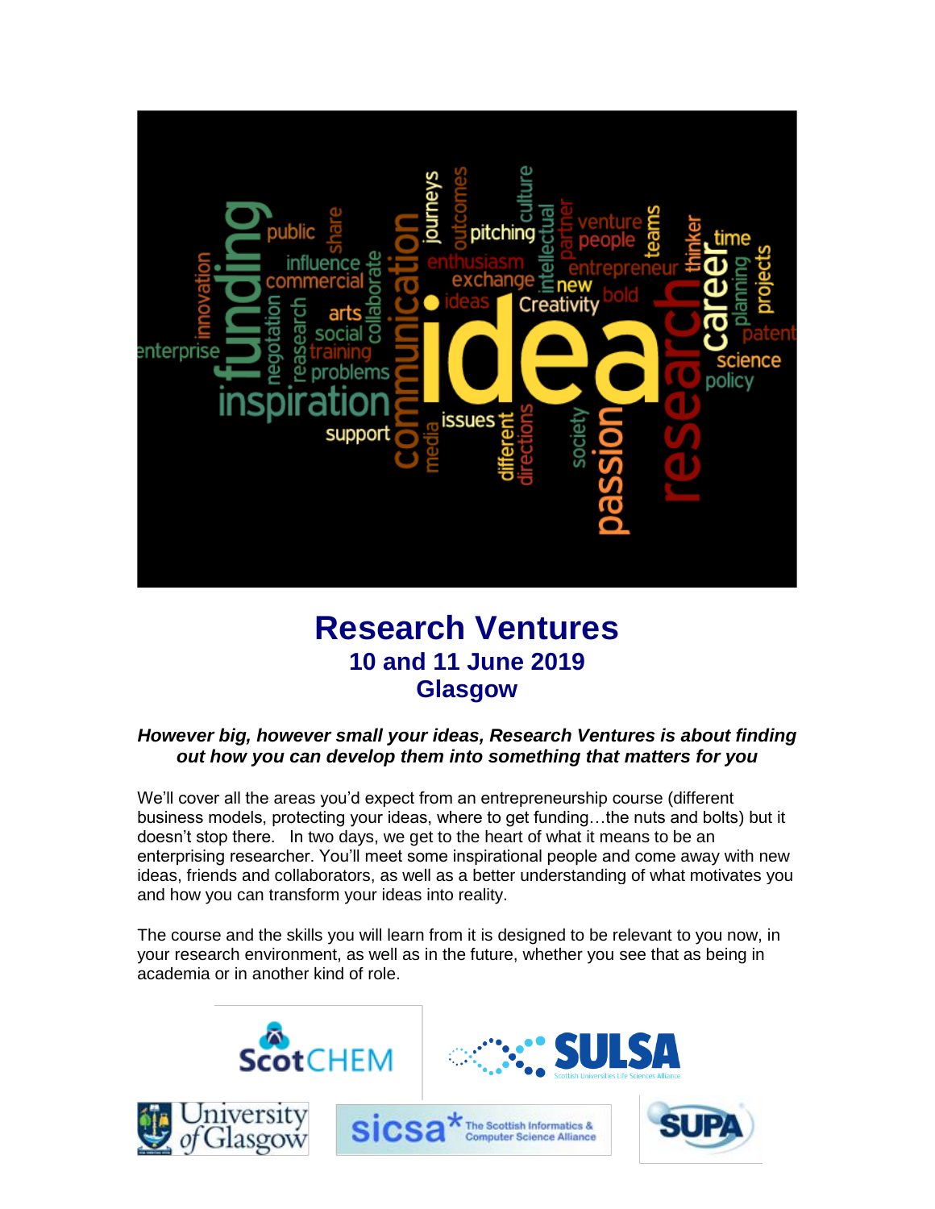# Research Ventures

## 10 and 11 June 2019

## Glasgow

***However big, however small your ideas, Research Ventures is about finding out how you can develop them into something that matters for you***

We'll cover all the areas you'd expect from an entrepreneurship course (different business models, protecting your ideas, where to get funding…the nuts and bolts) but it doesn't stop there. In two days, we get to the heart of what it means to be an enterprising researcher. You'll meet some inspirational people and come away with new ideas, friends and collaborators, as well as a better understanding of what motivates you and how you can transform your ideas into reality.

The course and the skills you will learn from it is designed to be relevant to you now, in your research environment, as well as in the future, whether you see that as being in academia or in another kind of role.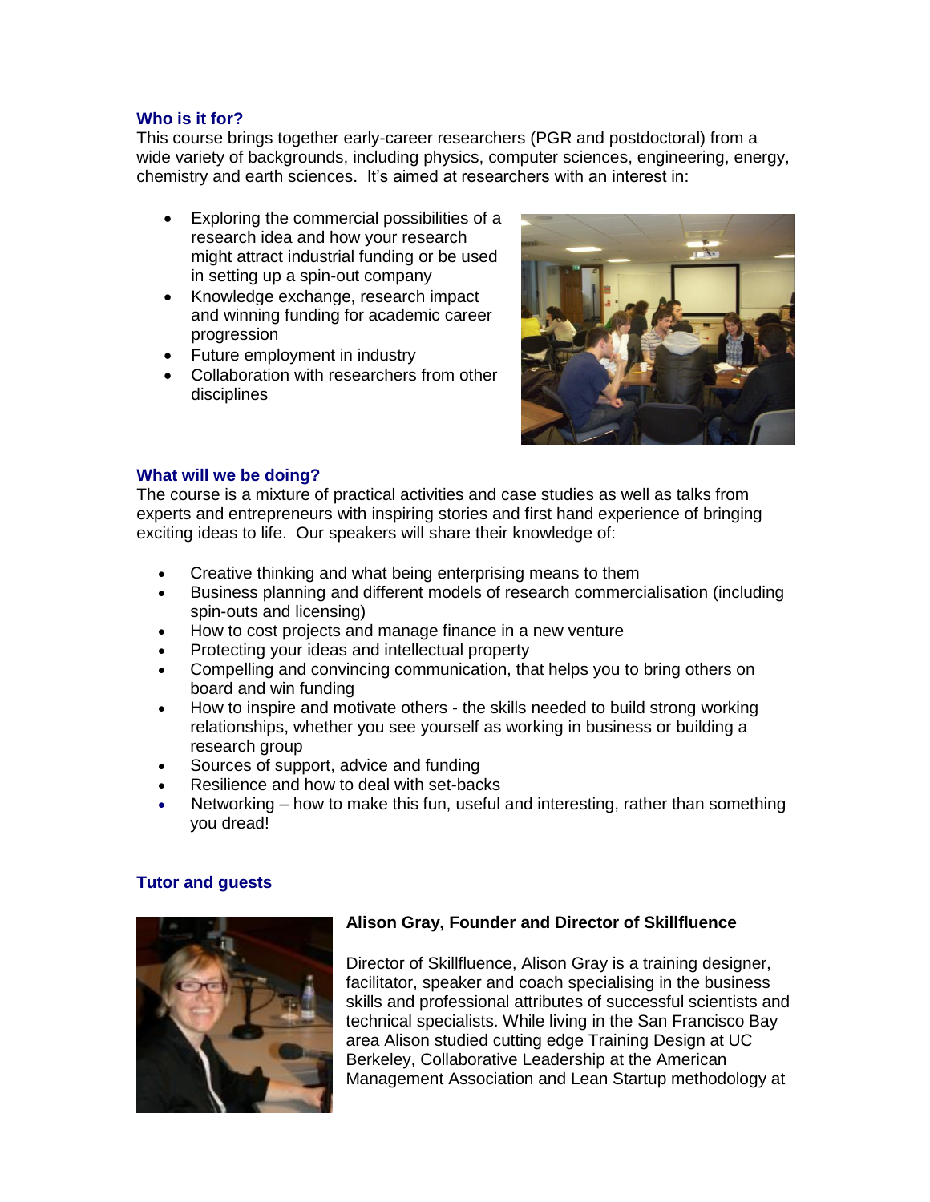### Who is it for?

This course brings together early-career researchers (PGR and postdoctoral) from a wide variety of backgrounds, including physics, computer sciences, engineering, energy, chemistry and earth sciences. It's aimed at researchers with an interest in:

- Exploring the commercial possibilities of a research idea and how your research might attract industrial funding or be used in setting up a spin-out company
- Knowledge exchange, research impact and winning funding for academic career progression
- Future employment in industry
- Collaboration with researchers from other disciplines

### What will we be doing?

The course is a mixture of practical activities and case studies as well as talks from experts and entrepreneurs with inspiring stories and first hand experience of bringing exciting ideas to life. Our speakers will share their knowledge of:

- Creative thinking and what being enterprising means to them
- Business planning and different models of research commercialisation (including spin-outs and licensing)
- How to cost projects and manage finance in a new venture
- Protecting your ideas and intellectual property
- Compelling and convincing communication, that helps you to bring others on board and win funding
- How to inspire and motivate others - the skills needed to build strong working relationships, whether you see yourself as working in business or building a research group
- Sources of support, advice and funding
- Resilience and how to deal with set-backs
- Networking – how to make this fun, useful and interesting, rather than something you dread!

### Tutor and guests

**Alison Gray, Founder and Director of Skillfluence**

Director of Skillfluence, Alison Gray is a training designer, facilitator, speaker and coach specialising in the business skills and professional attributes of successful scientists and technical specialists. While living in the San Francisco Bay area Alison studied cutting edge Training Design at UC Berkeley, Collaborative Leadership at the American Management Association and Lean Startup methodology at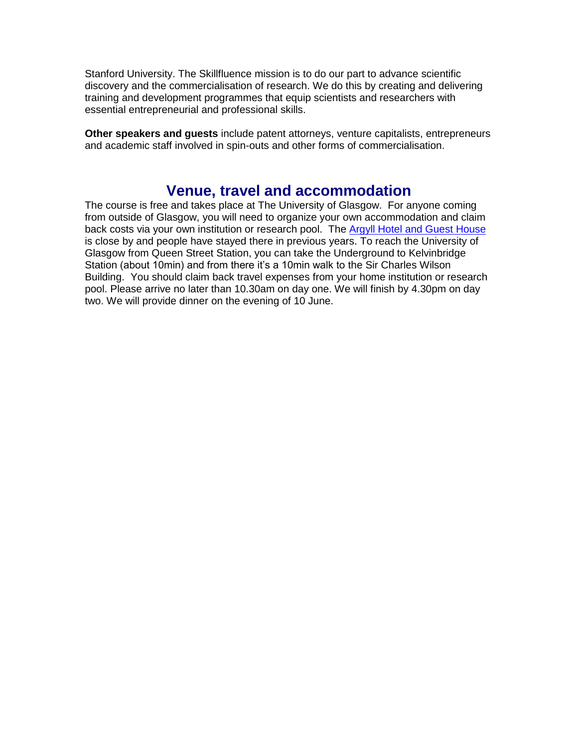Stanford University. The Skillfluence mission is to do our part to advance scientific discovery and the commercialisation of research. We do this by creating and delivering training and development programmes that equip scientists and researchers with essential entrepreneurial and professional skills.

**Other speakers and guests** include patent attorneys, venture capitalists, entrepreneurs and academic staff involved in spin-outs and other forms of commercialisation.

## Venue, travel and accommodation

The course is free and takes place at The University of Glasgow. For anyone coming from outside of Glasgow, you will need to organize your own accommodation and claim back costs via your own institution or research pool. The Argyll Hotel and Guest House is close by and people have stayed there in previous years. To reach the University of Glasgow from Queen Street Station, you can take the Underground to Kelvinbridge Station (about 10min) and from there it's a 10min walk to the Sir Charles Wilson Building. You should claim back travel expenses from your home institution or research pool. Please arrive no later than 10.30am on day one. We will finish by 4.30pm on day two. We will provide dinner on the evening of 10 June.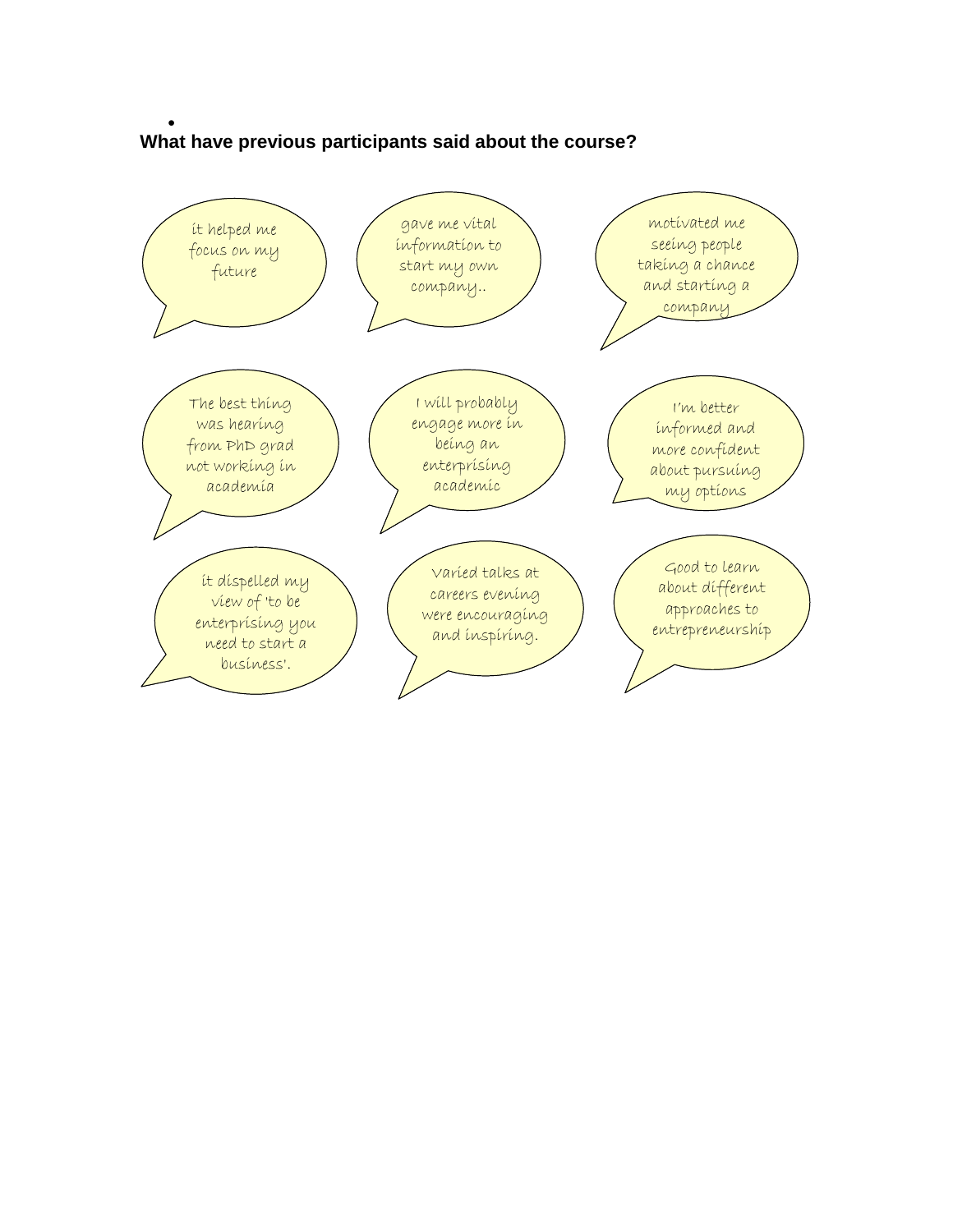## What have previous participants said about the course?

it helped me focus on my future

gave me vital information to start my own company..

motivated me seeing people taking a chance and starting a company

The best thing was hearing from PhD grad not working in academia

I will probably engage more in being an enterprising academic

I'm better informed and more confident about pursuing my options

it dispelled my view of 'to be enterprising you need to start a business'.

Varied talks at careers evening were encouraging and inspiring.

Good to learn about different approaches to entrepreneurship